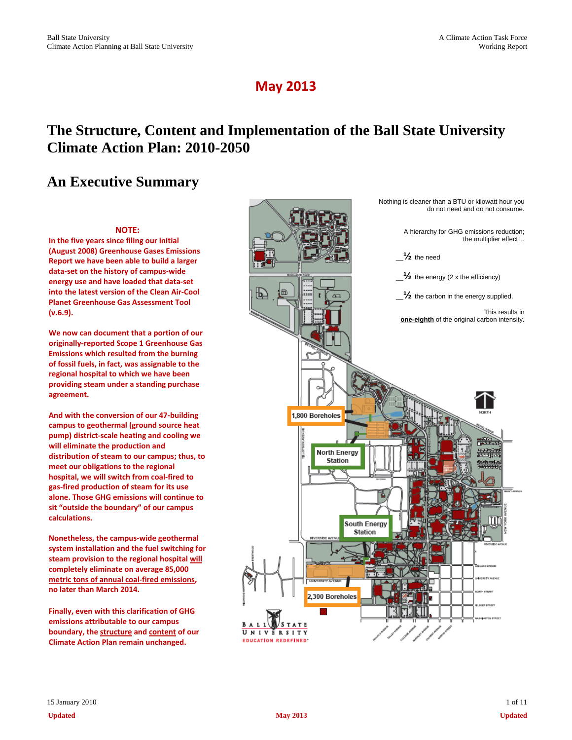# May 2013

# The Structure, Content and Implementation of the Ball State University Climate Action Plan: 2010-2050

## An Executive Summary

**NOTE:**

**In the five years since filing our initial (August 2008) Greenhouse Gases Emissions Report we have been able to build a larger data-set on the history of campus-wide energy use and have loaded that data-set into the latest version of the Clean Air-Cool Planet Greenhouse Gas Assessment Tool (v.6.9).**

**We now can document that a portion of our originally-reported Scope 1 Greenhouse Gas Emissions which resulted from the burning of fossil fuels, in fact, was assignable to the regional hospital to which we have been providing steam under a standing purchase agreement.**

**And with the conversion of our 47-building campus to geothermal (ground source heat pump) district-scale heating and cooling we will eliminate the production and distribution of steam to our campus; thus, to meet our obligations to the regional hospital, we will switch from coal-fired to gas-fired production of steam for its use alone. Those GHG emissions will continue to sit "outside the boundary" of our campus calculations.**

**Nonetheless, the campus-wide geothermal system installation and the fuel switching for steam provision to the regional hospital <u>will completely eliminate on average 85,000 metric tons of annual coal-fired emissions</u>, no later than March 2014.**

**Finally, even with this clarification of GHG emissions attributable to our campus boundary, the <u>structure</u> and <u>content</u> of our Climate Action Plan remain unchanged.**

Nothing is cleaner than a BTU or kilowatt hour you do not need and do not consume.

A hierarchy for GHG emissions reduction; the multiplier effect…

__½ the need

__½ the energy (2 x the efficiency)

__½ the carbon in the energy supplied.

This results in **<u>one-eighth</u>** of the original carbon intensity.

1,800 Boreholes

North Energy Station

South Energy Station

2,300 Boreholes

15 January 2010

**Updated May 2013 Updated**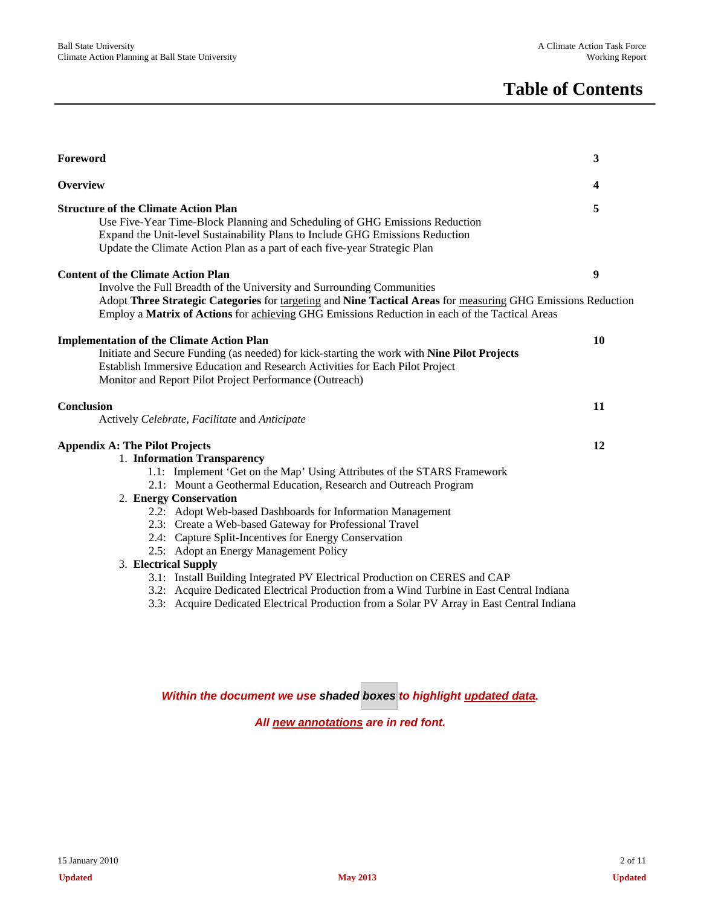# Table of Contents

| | |
|---|---|
| **Foreword** | **3** |
| **Overview** | **4** |
| **Structure of the Climate Action Plan** | **5** |
| Use Five-Year Time-Block Planning and Scheduling of GHG Emissions Reduction | |
| Expand the Unit-level Sustainability Plans to Include GHG Emissions Reduction | |
| Update the Climate Action Plan as a part of each five-year Strategic Plan | |
| **Content of the Climate Action Plan** | **9** |
| Involve the Full Breadth of the University and Surrounding Communities | |
| Adopt **Three Strategic Categories** for <u>targeting</u> and **Nine Tactical Areas** for <u>measuring</u> GHG Emissions Reduction | |
| Employ a **Matrix of Actions** for <u>achieving</u> GHG Emissions Reduction in each of the Tactical Areas | |
| **Implementation of the Climate Action Plan** | **10** |
| Initiate and Secure Funding (as needed) for kick-starting the work with **Nine Pilot Projects** | |
| Establish Immersive Education and Research Activities for Each Pilot Project | |
| Monitor and Report Pilot Project Performance (Outreach) | |
| **Conclusion** | **11** |
| Actively *Celebrate*, *Facilitate* and *Anticipate* | |
| **Appendix A: The Pilot Projects** | **12** |

1. **Information Transparency**
   - 1.1: Implement 'Get on the Map' Using Attributes of the STARS Framework
   - 2.1: Mount a Geothermal Education, Research and Outreach Program
2. **Energy Conservation**
   - 2.2: Adopt Web-based Dashboards for Information Management
   - 2.3: Create a Web-based Gateway for Professional Travel
   - 2.4: Capture Split-Incentives for Energy Conservation
   - 2.5: Adopt an Energy Management Policy
3. **Electrical Supply**
   - 3.1: Install Building Integrated PV Electrical Production on CERES and CAP
   - 3.2: Acquire Dedicated Electrical Production from a Wind Turbine in East Central Indiana
   - 3.3: Acquire Dedicated Electrical Production from a Solar PV Array in East Central Indiana

***Within the document we use shaded boxes to highlight <u>updated data</u>.***

***All <u>new annotations</u> are in red font.***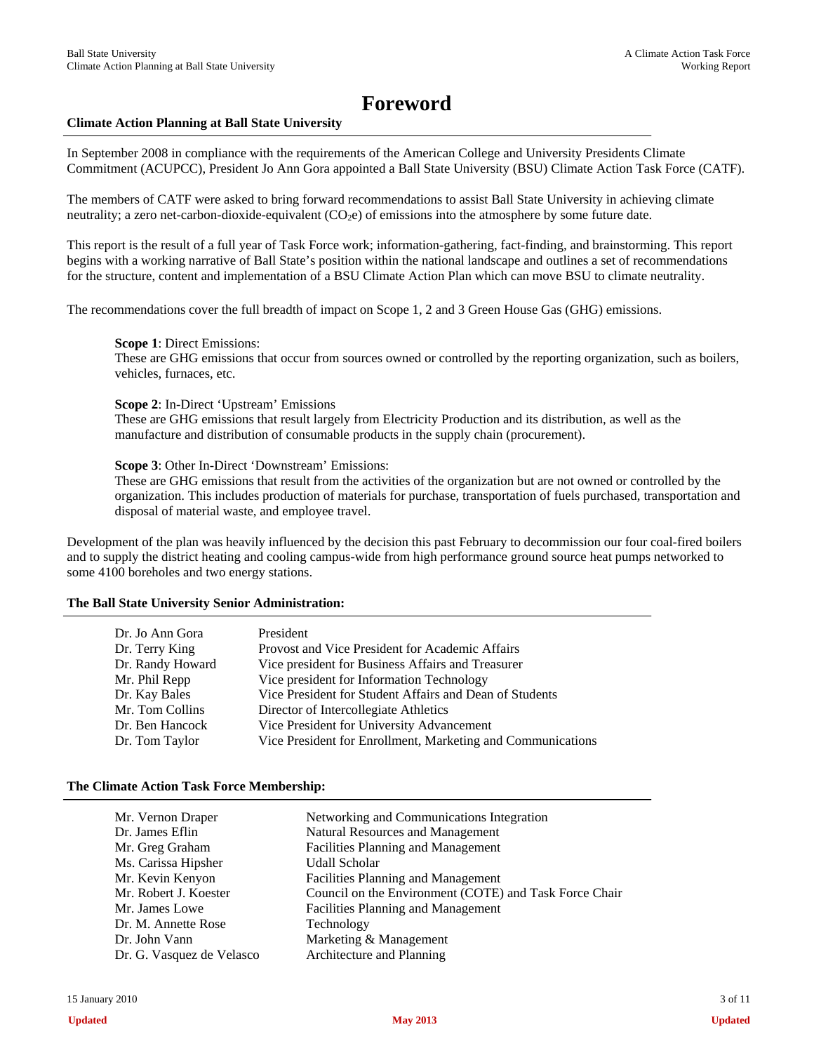# Foreword

**Climate Action Planning at Ball State University**

In September 2008 in compliance with the requirements of the American College and University Presidents Climate Commitment (ACUPCC), President Jo Ann Gora appointed a Ball State University (BSU) Climate Action Task Force (CATF).

The members of CATF were asked to bring forward recommendations to assist Ball State University in achieving climate neutrality; a zero net-carbon-dioxide-equivalent ($CO_2e$) of emissions into the atmosphere by some future date.

This report is the result of a full year of Task Force work; information-gathering, fact-finding, and brainstorming. This report begins with a working narrative of Ball State's position within the national landscape and outlines a set of recommendations for the structure, content and implementation of a BSU Climate Action Plan which can move BSU to climate neutrality.

The recommendations cover the full breadth of impact on Scope 1, 2 and 3 Green House Gas (GHG) emissions.

**Scope 1**: Direct Emissions:
These are GHG emissions that occur from sources owned or controlled by the reporting organization, such as boilers, vehicles, furnaces, etc.

**Scope 2**: In-Direct 'Upstream' Emissions
These are GHG emissions that result largely from Electricity Production and its distribution, as well as the manufacture and distribution of consumable products in the supply chain (procurement).

**Scope 3**: Other In-Direct 'Downstream' Emissions:
These are GHG emissions that result from the activities of the organization but are not owned or controlled by the organization. This includes production of materials for purchase, transportation of fuels purchased, transportation and disposal of material waste, and employee travel.

Development of the plan was heavily influenced by the decision this past February to decommission our four coal-fired boilers and to supply the district heating and cooling campus-wide from high performance ground source heat pumps networked to some 4100 boreholes and two energy stations.

**The Ball State University Senior Administration:**

| | |
|---|---|
| Dr. Jo Ann Gora | President |
| Dr. Terry King | Provost and Vice President for Academic Affairs |
| Dr. Randy Howard | Vice president for Business Affairs and Treasurer |
| Mr. Phil Repp | Vice president for Information Technology |
| Dr. Kay Bales | Vice President for Student Affairs and Dean of Students |
| Mr. Tom Collins | Director of Intercollegiate Athletics |
| Dr. Ben Hancock | Vice President for University Advancement |
| Dr. Tom Taylor | Vice President for Enrollment, Marketing and Communications |

**The Climate Action Task Force Membership:**

| | |
|---|---|
| Mr. Vernon Draper | Networking and Communications Integration |
| Dr. James Eflin | Natural Resources and Management |
| Mr. Greg Graham | Facilities Planning and Management |
| Ms. Carissa Hipsher | Udall Scholar |
| Mr. Kevin Kenyon | Facilities Planning and Management |
| Mr. Robert J. Koester | Council on the Environment (COTE) and Task Force Chair |
| Mr. James Lowe | Facilities Planning and Management |
| Dr. M. Annette Rose | Technology |
| Dr. John Vann | Marketing & Management |
| Dr. G. Vasquez de Velasco | Architecture and Planning |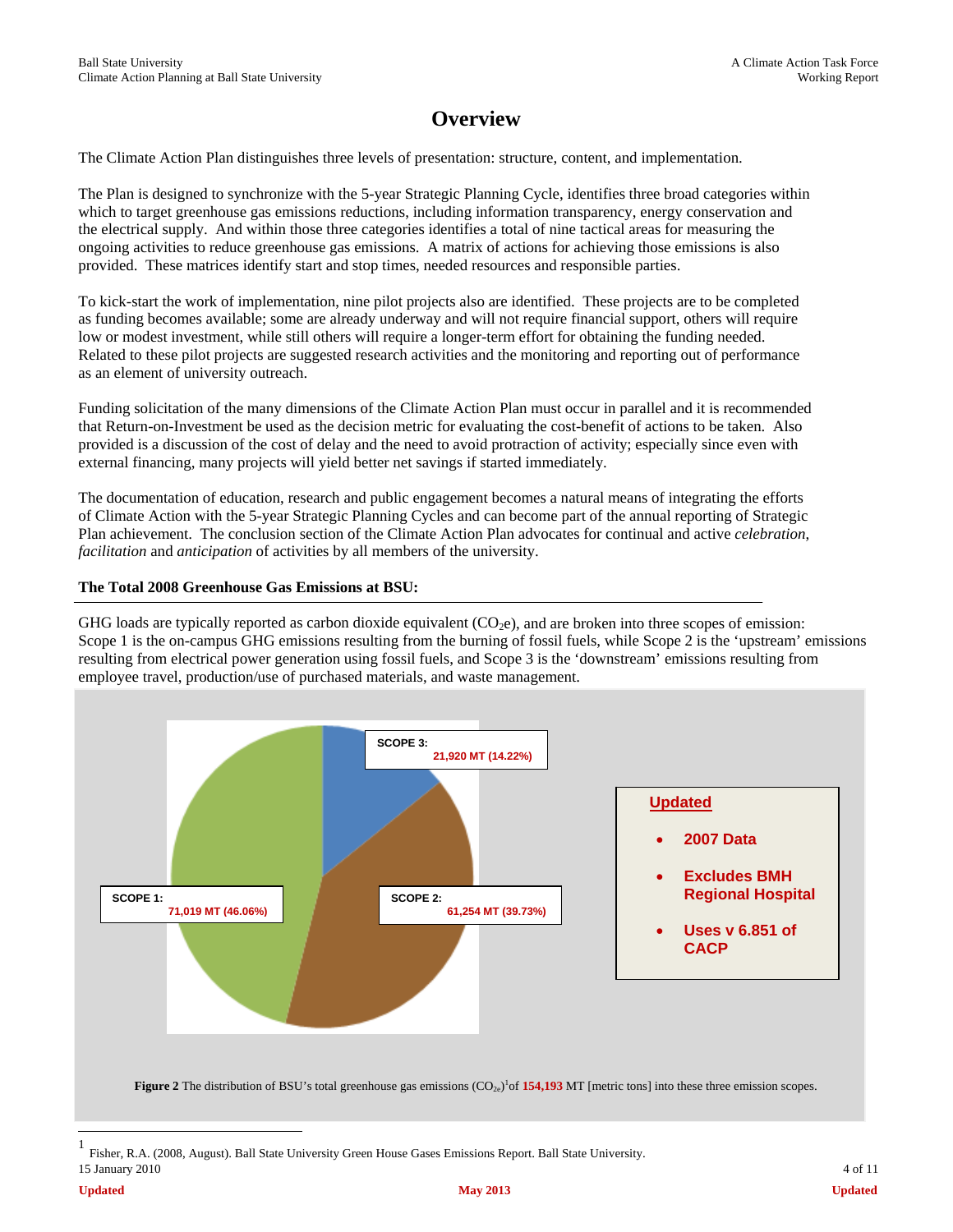# Overview

The Climate Action Plan distinguishes three levels of presentation: structure, content, and implementation.

The Plan is designed to synchronize with the 5-year Strategic Planning Cycle, identifies three broad categories within which to target greenhouse gas emissions reductions, including information transparency, energy conservation and the electrical supply. And within those three categories identifies a total of nine tactical areas for measuring the ongoing activities to reduce greenhouse gas emissions. A matrix of actions for achieving those emissions is also provided. These matrices identify start and stop times, needed resources and responsible parties.

To kick-start the work of implementation, nine pilot projects also are identified. These projects are to be completed as funding becomes available; some are already underway and will not require financial support, others will require low or modest investment, while still others will require a longer-term effort for obtaining the funding needed. Related to these pilot projects are suggested research activities and the monitoring and reporting out of performance as an element of university outreach.

Funding solicitation of the many dimensions of the Climate Action Plan must occur in parallel and it is recommended that Return-on-Investment be used as the decision metric for evaluating the cost-benefit of actions to be taken. Also provided is a discussion of the cost of delay and the need to avoid protraction of activity; especially since even with external financing, many projects will yield better net savings if started immediately.

The documentation of education, research and public engagement becomes a natural means of integrating the efforts of Climate Action with the 5-year Strategic Planning Cycles and can become part of the annual reporting of Strategic Plan achievement. The conclusion section of the Climate Action Plan advocates for continual and active *celebration*, *facilitation* and *anticipation* of activities by all members of the university.

**The Total 2008 Greenhouse Gas Emissions at BSU:**

GHG loads are typically reported as carbon dioxide equivalent ($CO_2e$), and are broken into three scopes of emission: Scope 1 is the on-campus GHG emissions resulting from the burning of fossil fuels, while Scope 2 is the 'upstream' emissions resulting from electrical power generation using fossil fuels, and Scope 3 is the 'downstream' emissions resulting from employee travel, production/use of purchased materials, and waste management.

**SCOPE 3:** 21,920 MT (14.22%)

**SCOPE 1:** 71,019 MT (46.06%)

**SCOPE 2:** 61,254 MT (39.73%)

**Updated**

- **2007 Data**
- **Excludes BMH Regional Hospital**
- **Uses v 6.851 of CACP**

**Figure 2** The distribution of BSU's total greenhouse gas emissions ($CO_{2e}$)[1] of 154,193 MT [metric tons] into these three emission scopes.

[1] Fisher, R.A. (2008, August). Ball State University Green House Gases Emissions Report. Ball State University.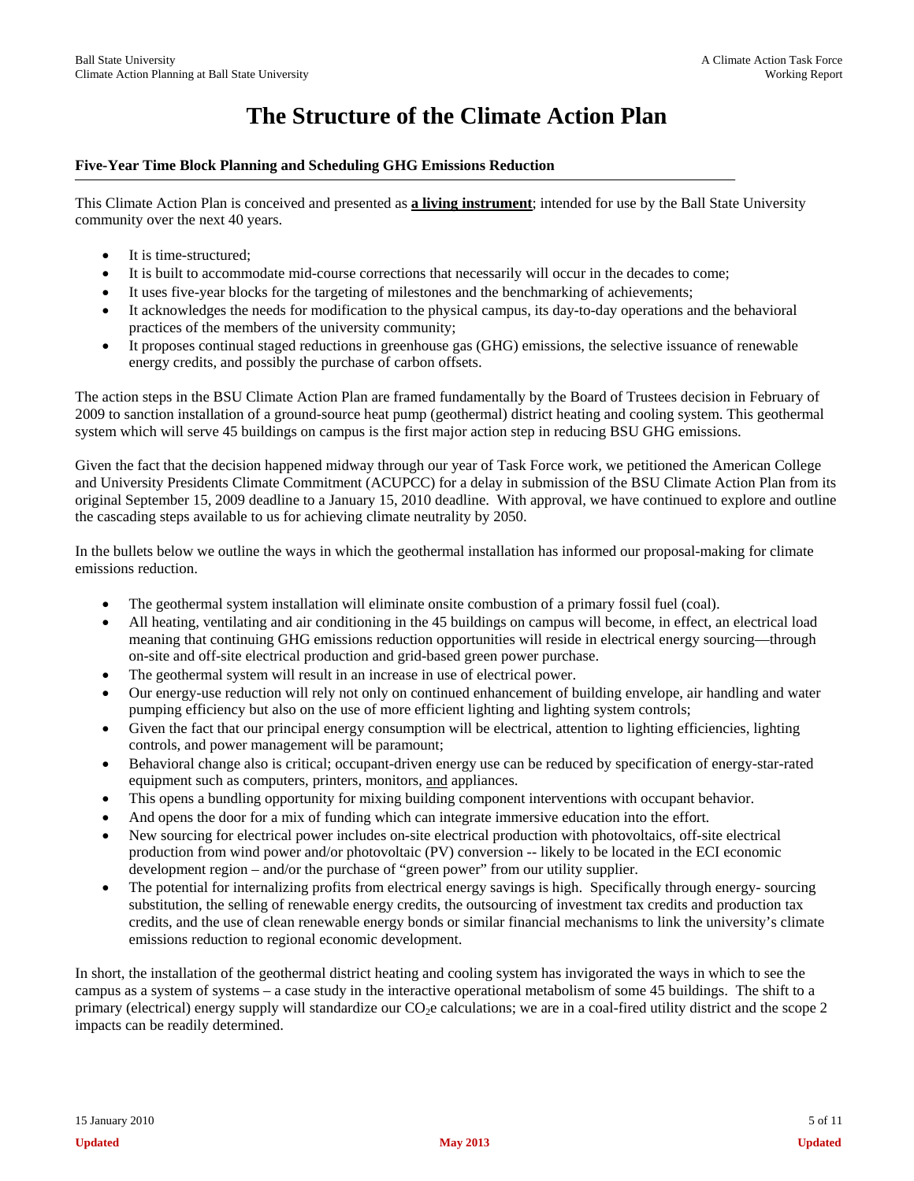# The Structure of the Climate Action Plan

**Five-Year Time Block Planning and Scheduling GHG Emissions Reduction**

This Climate Action Plan is conceived and presented as **a living instrument**; intended for use by the Ball State University community over the next 40 years.

- It is time-structured;
- It is built to accommodate mid-course corrections that necessarily will occur in the decades to come;
- It uses five-year blocks for the targeting of milestones and the benchmarking of achievements;
- It acknowledges the needs for modification to the physical campus, its day-to-day operations and the behavioral practices of the members of the university community;
- It proposes continual staged reductions in greenhouse gas (GHG) emissions, the selective issuance of renewable energy credits, and possibly the purchase of carbon offsets.

The action steps in the BSU Climate Action Plan are framed fundamentally by the Board of Trustees decision in February of 2009 to sanction installation of a ground-source heat pump (geothermal) district heating and cooling system. This geothermal system which will serve 45 buildings on campus is the first major action step in reducing BSU GHG emissions.

Given the fact that the decision happened midway through our year of Task Force work, we petitioned the American College and University Presidents Climate Commitment (ACUPCC) for a delay in submission of the BSU Climate Action Plan from its original September 15, 2009 deadline to a January 15, 2010 deadline. With approval, we have continued to explore and outline the cascading steps available to us for achieving climate neutrality by 2050.

In the bullets below we outline the ways in which the geothermal installation has informed our proposal-making for climate emissions reduction.

- The geothermal system installation will eliminate onsite combustion of a primary fossil fuel (coal).
- All heating, ventilating and air conditioning in the 45 buildings on campus will become, in effect, an electrical load meaning that continuing GHG emissions reduction opportunities will reside in electrical energy sourcing—through on-site and off-site electrical production and grid-based green power purchase.
- The geothermal system will result in an increase in use of electrical power.
- Our energy-use reduction will rely not only on continued enhancement of building envelope, air handling and water pumping efficiency but also on the use of more efficient lighting and lighting system controls;
- Given the fact that our principal energy consumption will be electrical, attention to lighting efficiencies, lighting controls, and power management will be paramount;
- Behavioral change also is critical; occupant-driven energy use can be reduced by specification of energy-star-rated equipment such as computers, printers, monitors, and appliances.
- This opens a bundling opportunity for mixing building component interventions with occupant behavior.
- And opens the door for a mix of funding which can integrate immersive education into the effort.
- New sourcing for electrical power includes on-site electrical production with photovoltaics, off-site electrical production from wind power and/or photovoltaic (PV) conversion -- likely to be located in the ECI economic development region – and/or the purchase of "green power" from our utility supplier.
- The potential for internalizing profits from electrical energy savings is high. Specifically through energy- sourcing substitution, the selling of renewable energy credits, the outsourcing of investment tax credits and production tax credits, and the use of clean renewable energy bonds or similar financial mechanisms to link the university's climate emissions reduction to regional economic development.

In short, the installation of the geothermal district heating and cooling system has invigorated the ways in which to see the campus as a system of systems – a case study in the interactive operational metabolism of some 45 buildings. The shift to a primary (electrical) energy supply will standardize our $CO_2e$ calculations; we are in a coal-fired utility district and the scope 2 impacts can be readily determined.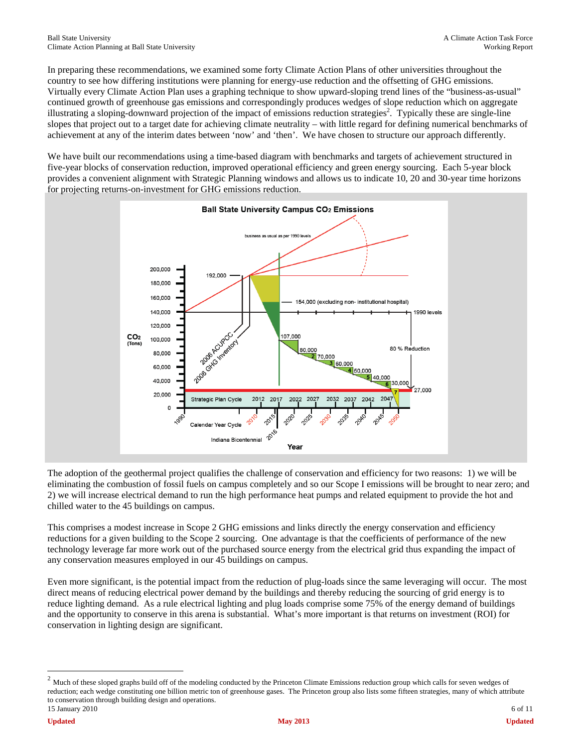In preparing these recommendations, we examined some forty Climate Action Plans of other universities throughout the country to see how differing institutions were planning for energy-use reduction and the offsetting of GHG emissions. Virtually every Climate Action Plan uses a graphing technique to show upward-sloping trend lines of the “business-as-usual” continued growth of greenhouse gas emissions and correspondingly produces wedges of slope reduction which on aggregate illustrating a sloping-downward projection of the impact of emissions reduction strategies[2]. Typically these are single-line slopes that project out to a target date for achieving climate neutrality – with little regard for defining numerical benchmarks of achievement at any of the interim dates between ‘now’ and ‘then’. We have chosen to structure our approach differently.

We have built our recommendations using a time-based diagram with benchmarks and targets of achievement structured in five-year blocks of conservation reduction, improved operational efficiency and green energy sourcing. Each 5-year block provides a convenient alignment with Strategic Planning windows and allows us to indicate 10, 20 and 30-year time horizons for projecting returns-on-investment for GHG emissions reduction.

The adoption of the geothermal project qualifies the challenge of conservation and efficiency for two reasons: 1) we will be eliminating the combustion of fossil fuels on campus completely and so our Scope I emissions will be brought to near zero; and 2) we will increase electrical demand to run the high performance heat pumps and related equipment to provide the hot and chilled water to the 45 buildings on campus.

This comprises a modest increase in Scope 2 GHG emissions and links directly the energy conservation and efficiency reductions for a given building to the Scope 2 sourcing. One advantage is that the coefficients of performance of the new technology leverage far more work out of the purchased source energy from the electrical grid thus expanding the impact of any conservation measures employed in our 45 buildings on campus.

Even more significant, is the potential impact from the reduction of plug-loads since the same leveraging will occur. The most direct means of reducing electrical power demand by the buildings and thereby reducing the sourcing of grid energy is to reduce lighting demand. As a rule electrical lighting and plug loads comprise some 75% of the energy demand of buildings and the opportunity to conserve in this arena is substantial. What’s more important is that returns on investment (ROI) for conservation in lighting design are significant.

[2] Much of these sloped graphs build off of the modeling conducted by the Princeton Climate Emissions reduction group which calls for seven wedges of reduction; each wedge constituting one billion metric ton of greenhouse gases. The Princeton group also lists some fifteen strategies, many of which attribute to conservation through building design and operations.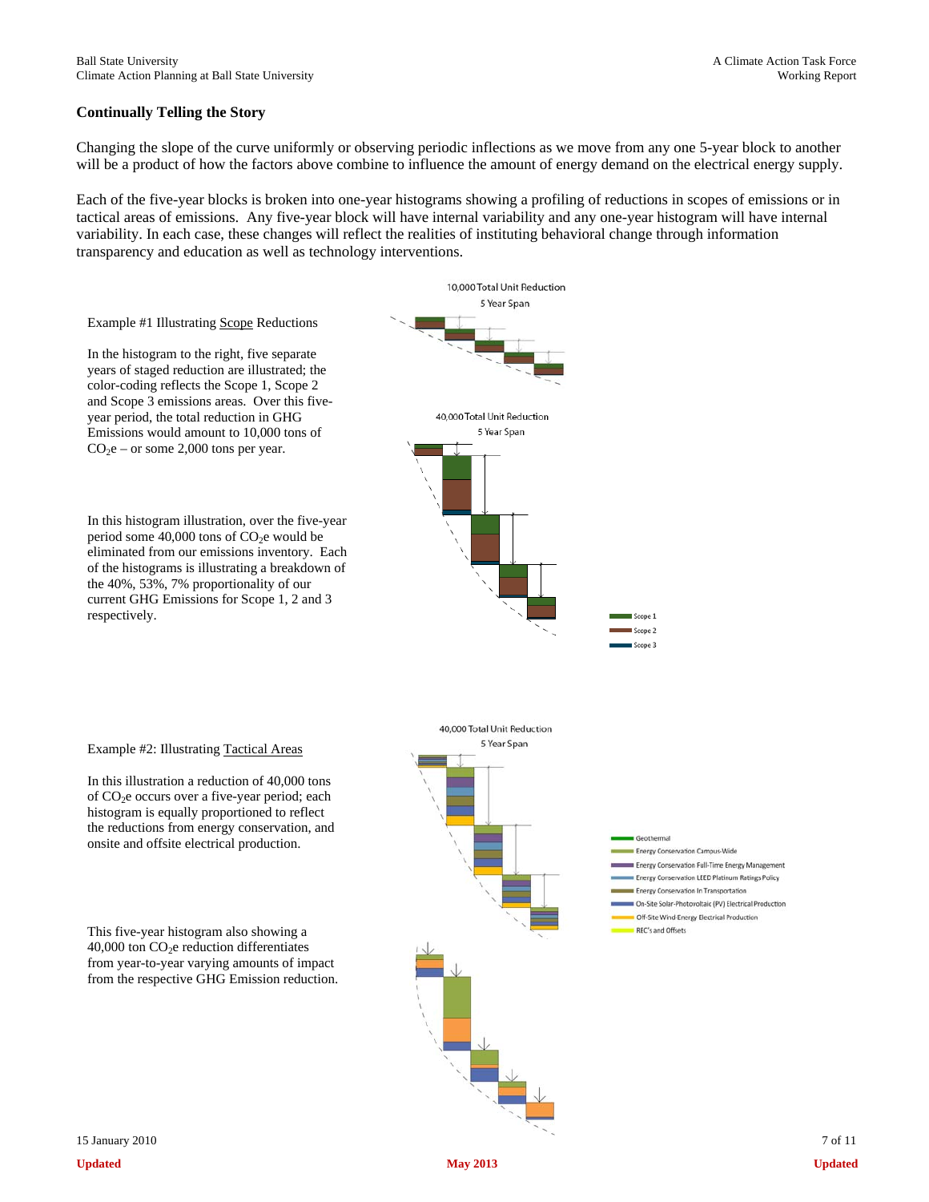## Continually Telling the Story

Changing the slope of the curve uniformly or observing periodic inflections as we move from any one 5-year block to another will be a product of how the factors above combine to influence the amount of energy demand on the electrical energy supply.

Each of the five-year blocks is broken into one-year histograms showing a profiling of reductions in scopes of emissions or in tactical areas of emissions. Any five-year block will have internal variability and any one-year histogram will have internal variability. In each case, these changes will reflect the realities of instituting behavioral change through information transparency and education as well as technology interventions.

Example #1 Illustrating Scope Reductions

In the histogram to the right, five separate years of staged reduction are illustrated; the color-coding reflects the Scope 1, Scope 2 and Scope 3 emissions areas. Over this five-year period, the total reduction in GHG Emissions would amount to 10,000 tons of $CO_2e$ – or some 2,000 tons per year.

10,000 Total Unit Reduction
5 Year Span

In this histogram illustration, over the five-year period some 40,000 tons of $CO_2e$ would be eliminated from our emissions inventory. Each of the histograms is illustrating a breakdown of the 40%, 53%, 7% proportionality of our current GHG Emissions for Scope 1, 2 and 3 respectively.

40,000 Total Unit Reduction
5 Year Span

Scope 1
Scope 2
Scope 3

Example #2: Illustrating Tactical Areas

In this illustration a reduction of 40,000 tons of $CO_2e$ occurs over a five-year period; each histogram is equally proportioned to reflect the reductions from energy conservation, and onsite and offsite electrical production.

40,000 Total Unit Reduction
5 Year Span

Geothermal
Energy Conservation Campus-Wide
Energy Conservation Full-Time Energy Management
Energy Conservation LEED Platinum Ratings Policy
Energy Conservation In Transportation
On-Site Solar-Photovoltaic (PV) Electrical Production
Off-Site Wind-Energy Electrical Production
REC's and Offsets

This five-year histogram also showing a 40,000 ton $CO_2e$ reduction differentiates from year-to-year varying amounts of impact from the respective GHG Emission reduction.

15 January 2010

**Updated** **May 2013** **Updated**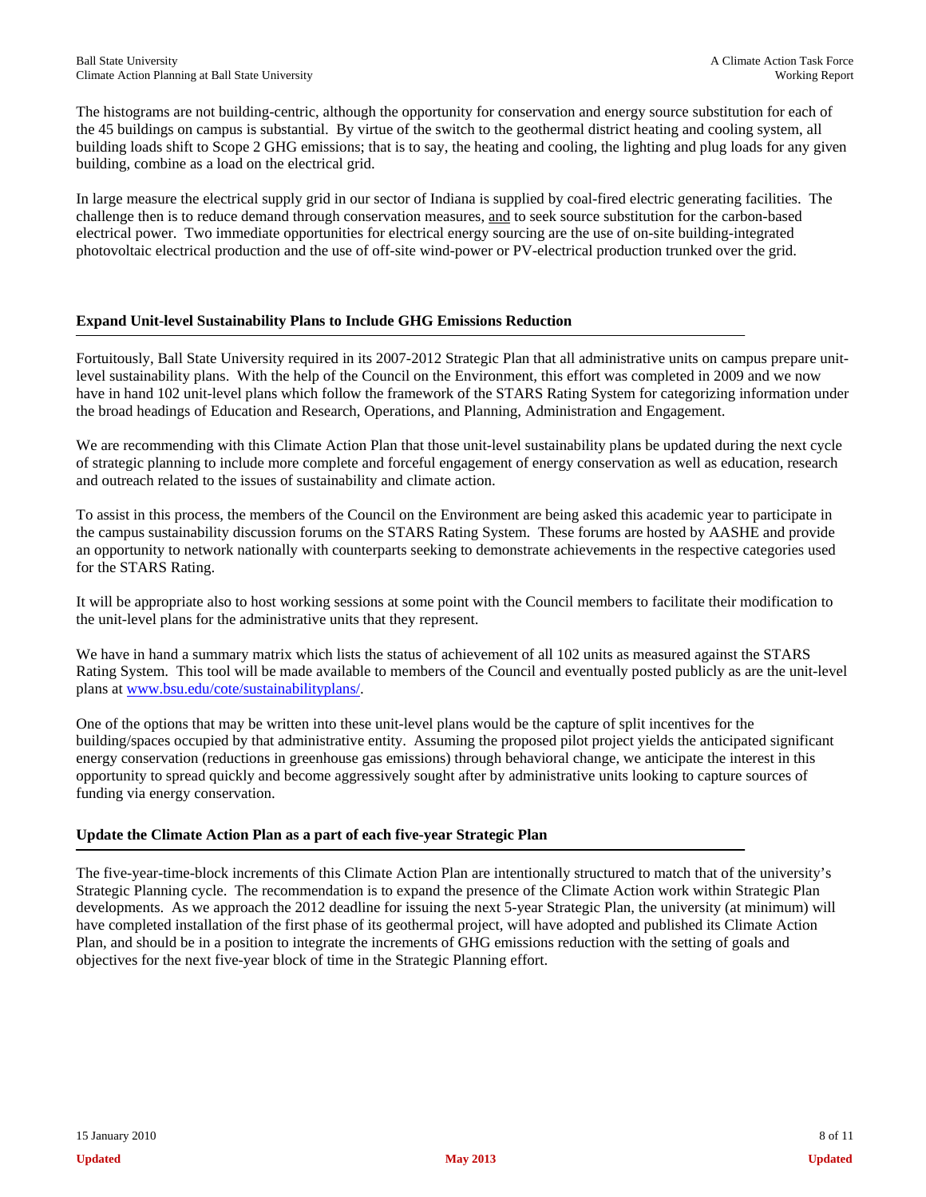The histograms are not building-centric, although the opportunity for conservation and energy source substitution for each of the 45 buildings on campus is substantial. By virtue of the switch to the geothermal district heating and cooling system, all building loads shift to Scope 2 GHG emissions; that is to say, the heating and cooling, the lighting and plug loads for any given building, combine as a load on the electrical grid.

In large measure the electrical supply grid in our sector of Indiana is supplied by coal-fired electric generating facilities. The challenge then is to reduce demand through conservation measures, and to seek source substitution for the carbon-based electrical power. Two immediate opportunities for electrical energy sourcing are the use of on-site building-integrated photovoltaic electrical production and the use of off-site wind-power or PV-electrical production trunked over the grid.

### Expand Unit-level Sustainability Plans to Include GHG Emissions Reduction

Fortuitously, Ball State University required in its 2007-2012 Strategic Plan that all administrative units on campus prepare unit-level sustainability plans. With the help of the Council on the Environment, this effort was completed in 2009 and we now have in hand 102 unit-level plans which follow the framework of the STARS Rating System for categorizing information under the broad headings of Education and Research, Operations, and Planning, Administration and Engagement.

We are recommending with this Climate Action Plan that those unit-level sustainability plans be updated during the next cycle of strategic planning to include more complete and forceful engagement of energy conservation as well as education, research and outreach related to the issues of sustainability and climate action.

To assist in this process, the members of the Council on the Environment are being asked this academic year to participate in the campus sustainability discussion forums on the STARS Rating System. These forums are hosted by AASHE and provide an opportunity to network nationally with counterparts seeking to demonstrate achievements in the respective categories used for the STARS Rating.

It will be appropriate also to host working sessions at some point with the Council members to facilitate their modification to the unit-level plans for the administrative units that they represent.

We have in hand a summary matrix which lists the status of achievement of all 102 units as measured against the STARS Rating System. This tool will be made available to members of the Council and eventually posted publicly as are the unit-level plans at www.bsu.edu/cote/sustainabilityplans/.

One of the options that may be written into these unit-level plans would be the capture of split incentives for the building/spaces occupied by that administrative entity. Assuming the proposed pilot project yields the anticipated significant energy conservation (reductions in greenhouse gas emissions) through behavioral change, we anticipate the interest in this opportunity to spread quickly and become aggressively sought after by administrative units looking to capture sources of funding via energy conservation.

### Update the Climate Action Plan as a part of each five-year Strategic Plan

The five-year-time-block increments of this Climate Action Plan are intentionally structured to match that of the university's Strategic Planning cycle. The recommendation is to expand the presence of the Climate Action work within Strategic Plan developments. As we approach the 2012 deadline for issuing the next 5-year Strategic Plan, the university (at minimum) will have completed installation of the first phase of its geothermal project, will have adopted and published its Climate Action Plan, and should be in a position to integrate the increments of GHG emissions reduction with the setting of goals and objectives for the next five-year block of time in the Strategic Planning effort.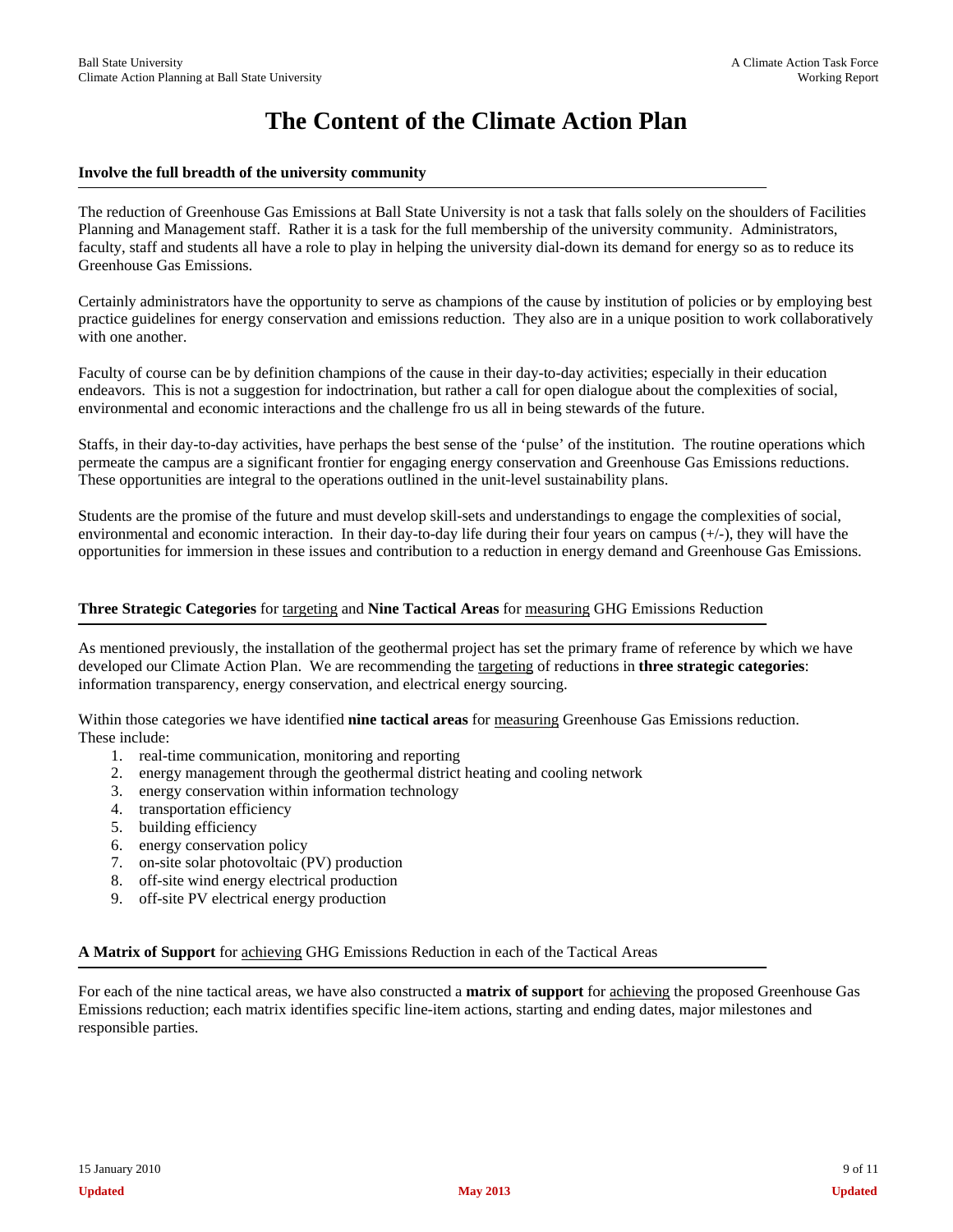# The Content of the Climate Action Plan

**Involve the full breadth of the university community**

The reduction of Greenhouse Gas Emissions at Ball State University is not a task that falls solely on the shoulders of Facilities Planning and Management staff. Rather it is a task for the full membership of the university community. Administrators, faculty, staff and students all have a role to play in helping the university dial-down its demand for energy so as to reduce its Greenhouse Gas Emissions.

Certainly administrators have the opportunity to serve as champions of the cause by institution of policies or by employing best practice guidelines for energy conservation and emissions reduction. They also are in a unique position to work collaboratively with one another.

Faculty of course can be by definition champions of the cause in their day-to-day activities; especially in their education endeavors. This is not a suggestion for indoctrination, but rather a call for open dialogue about the complexities of social, environmental and economic interactions and the challenge fro us all in being stewards of the future.

Staffs, in their day-to-day activities, have perhaps the best sense of the 'pulse' of the institution. The routine operations which permeate the campus are a significant frontier for engaging energy conservation and Greenhouse Gas Emissions reductions. These opportunities are integral to the operations outlined in the unit-level sustainability plans.

Students are the promise of the future and must develop skill-sets and understandings to engage the complexities of social, environmental and economic interaction. In their day-to-day life during their four years on campus (+/-), they will have the opportunities for immersion in these issues and contribution to a reduction in energy demand and Greenhouse Gas Emissions.

**Three Strategic Categories** for targeting and **Nine Tactical Areas** for measuring GHG Emissions Reduction

As mentioned previously, the installation of the geothermal project has set the primary frame of reference by which we have developed our Climate Action Plan. We are recommending the targeting of reductions in **three strategic categories**: information transparency, energy conservation, and electrical energy sourcing.

Within those categories we have identified **nine tactical areas** for measuring Greenhouse Gas Emissions reduction. These include:

1. real-time communication, monitoring and reporting
2. energy management through the geothermal district heating and cooling network
3. energy conservation within information technology
4. transportation efficiency
5. building efficiency
6. energy conservation policy
7. on-site solar photovoltaic (PV) production
8. off-site wind energy electrical production
9. off-site PV electrical energy production

**A Matrix of Support** for achieving GHG Emissions Reduction in each of the Tactical Areas

For each of the nine tactical areas, we have also constructed a **matrix of support** for achieving the proposed Greenhouse Gas Emissions reduction; each matrix identifies specific line-item actions, starting and ending dates, major milestones and responsible parties.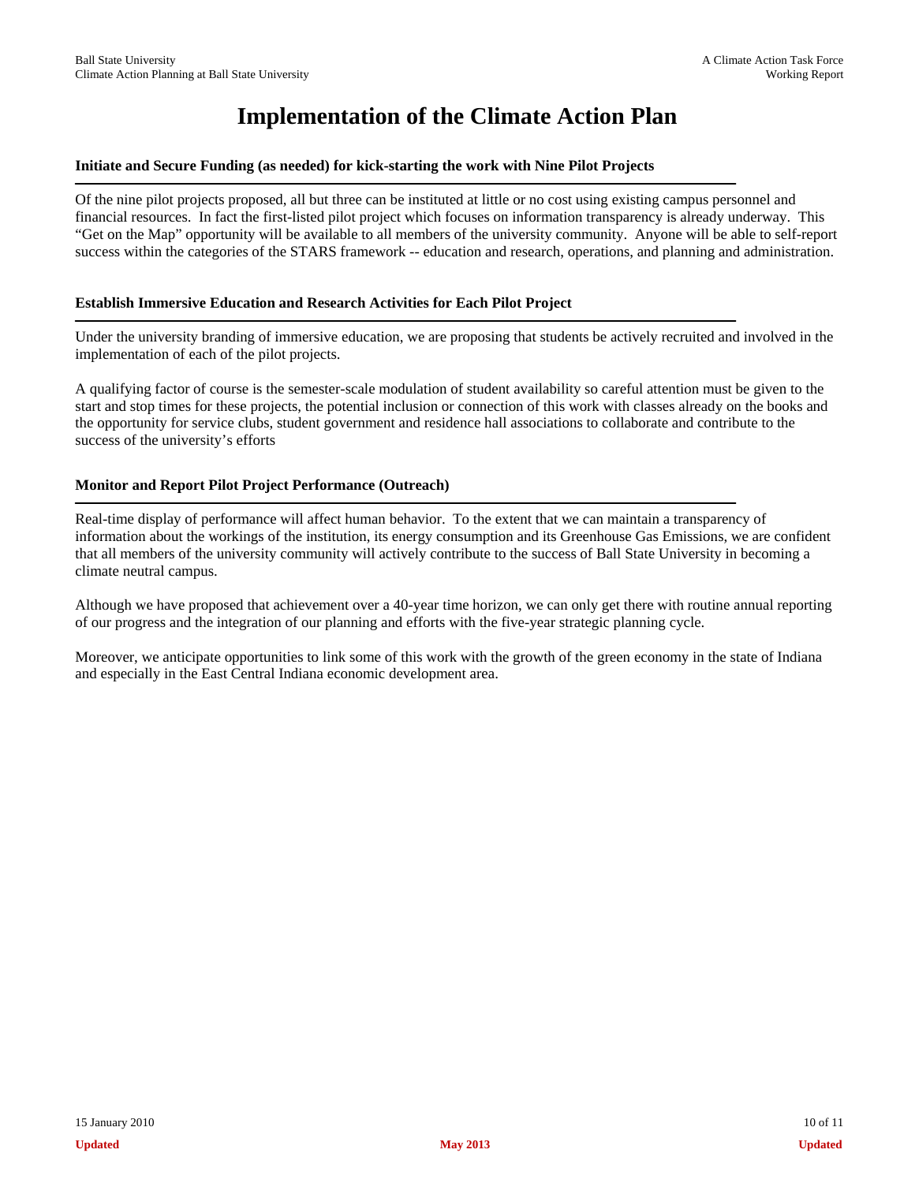# Implementation of the Climate Action Plan

### Initiate and Secure Funding (as needed) for kick-starting the work with Nine Pilot Projects

Of the nine pilot projects proposed, all but three can be instituted at little or no cost using existing campus personnel and financial resources. In fact the first-listed pilot project which focuses on information transparency is already underway. This "Get on the Map" opportunity will be available to all members of the university community. Anyone will be able to self-report success within the categories of the STARS framework -- education and research, operations, and planning and administration.

### Establish Immersive Education and Research Activities for Each Pilot Project

Under the university branding of immersive education, we are proposing that students be actively recruited and involved in the implementation of each of the pilot projects.

A qualifying factor of course is the semester-scale modulation of student availability so careful attention must be given to the start and stop times for these projects, the potential inclusion or connection of this work with classes already on the books and the opportunity for service clubs, student government and residence hall associations to collaborate and contribute to the success of the university's efforts

### Monitor and Report Pilot Project Performance (Outreach)

Real-time display of performance will affect human behavior. To the extent that we can maintain a transparency of information about the workings of the institution, its energy consumption and its Greenhouse Gas Emissions, we are confident that all members of the university community will actively contribute to the success of Ball State University in becoming a climate neutral campus.

Although we have proposed that achievement over a 40-year time horizon, we can only get there with routine annual reporting of our progress and the integration of our planning and efforts with the five-year strategic planning cycle.

Moreover, we anticipate opportunities to link some of this work with the growth of the green economy in the state of Indiana and especially in the East Central Indiana economic development area.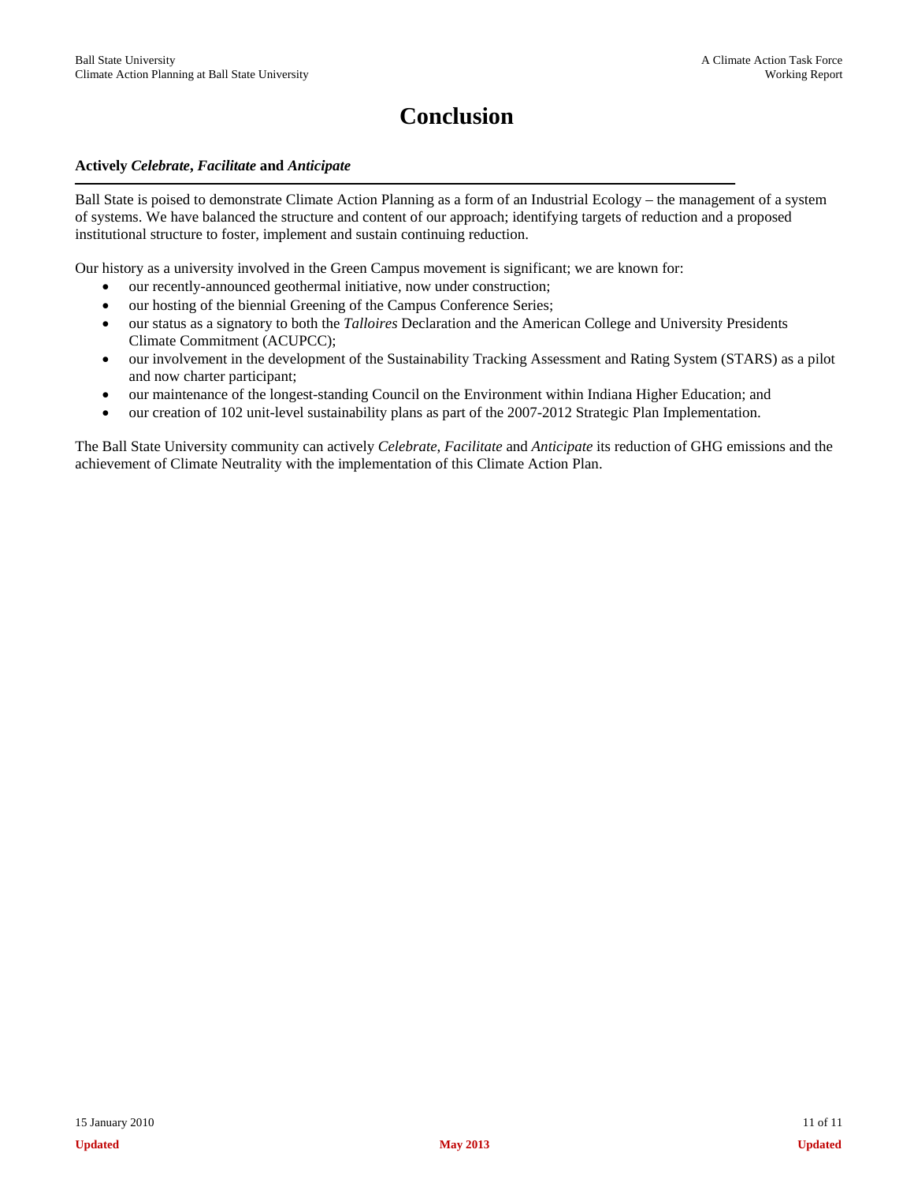# Conclusion

**Actively *Celebrate*, *Facilitate* and *Anticipate***

Ball State is poised to demonstrate Climate Action Planning as a form of an Industrial Ecology – the management of a system of systems. We have balanced the structure and content of our approach; identifying targets of reduction and a proposed institutional structure to foster, implement and sustain continuing reduction.

Our history as a university involved in the Green Campus movement is significant; we are known for:

- our recently-announced geothermal initiative, now under construction;
- our hosting of the biennial Greening of the Campus Conference Series;
- our status as a signatory to both the *Talloires* Declaration and the American College and University Presidents Climate Commitment (ACUPCC);
- our involvement in the development of the Sustainability Tracking Assessment and Rating System (STARS) as a pilot and now charter participant;
- our maintenance of the longest-standing Council on the Environment within Indiana Higher Education; and
- our creation of 102 unit-level sustainability plans as part of the 2007-2012 Strategic Plan Implementation.

The Ball State University community can actively *Celebrate, Facilitate* and *Anticipate* its reduction of GHG emissions and the achievement of Climate Neutrality with the implementation of this Climate Action Plan.